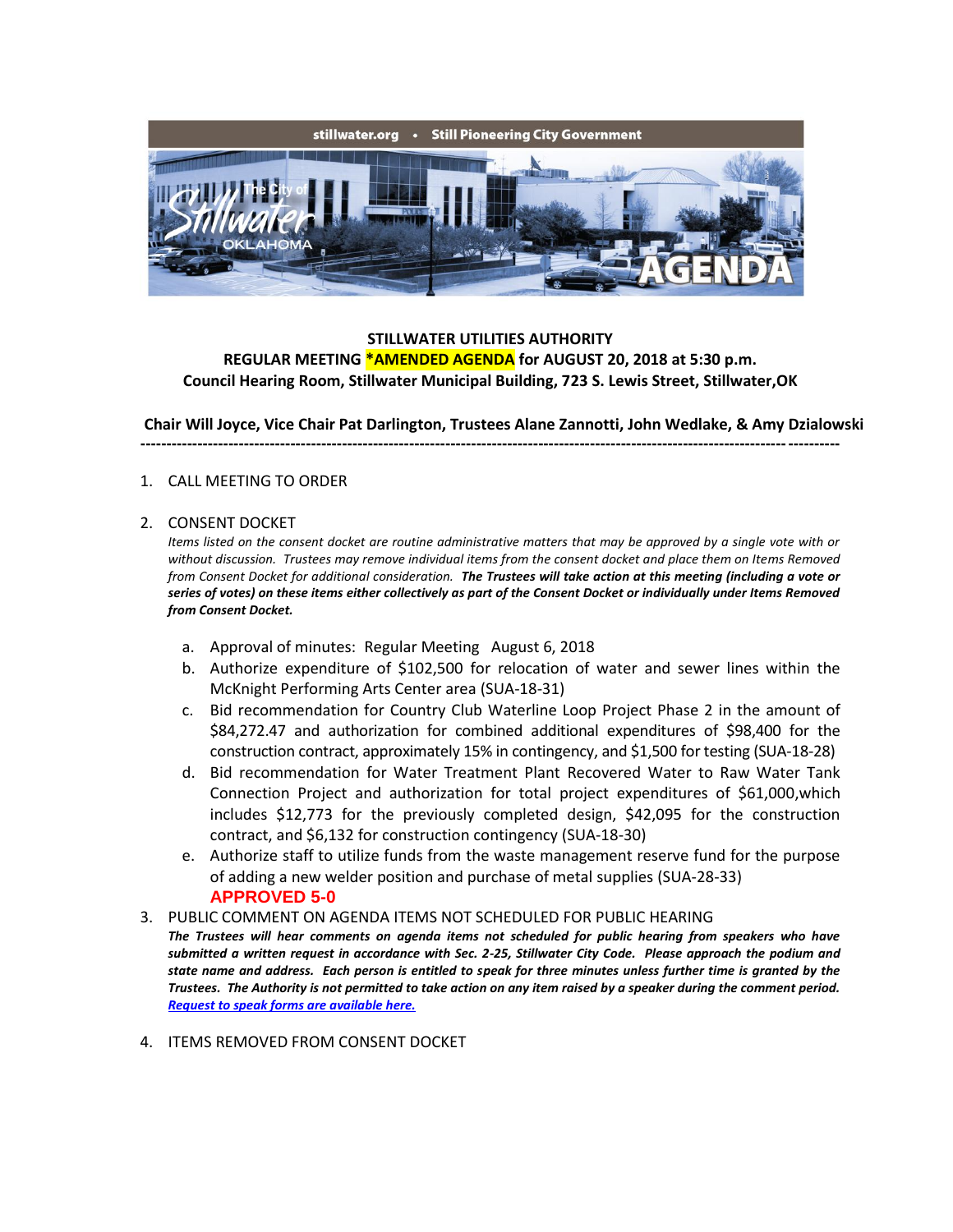stillwater.org • Still Pioneering City Government

The City of Stillwater OKLAHOMA AGENDA

**STILLWATER UTILITIES AUTHORITY**
**REGULAR MEETING *AMENDED AGENDA for AUGUST 20, 2018 at 5:30 p.m.**
**Council Hearing Room, Stillwater Municipal Building, 723 S. Lewis Street, Stillwater,OK**

**Chair Will Joyce, Vice Chair Pat Darlington, Trustees Alane Zannotti, John Wedlake, & Amy Dzialowski**

---

1. CALL MEETING TO ORDER

2. CONSENT DOCKET

   *Items listed on the consent docket are routine administrative matters that may be approved by a single vote with or without discussion. Trustees may remove individual items from the consent docket and place them on Items Removed from Consent Docket for additional consideration.* ***The Trustees will take action at this meeting (including a vote or series of votes) on these items either collectively as part of the Consent Docket or individually under Items Removed from Consent Docket.***

   a. Approval of minutes: Regular Meeting August 6, 2018
   b. Authorize expenditure of $102,500 for relocation of water and sewer lines within the McKnight Performing Arts Center area (SUA-18-31)
   c. Bid recommendation for Country Club Waterline Loop Project Phase 2 in the amount of $84,272.47 and authorization for combined additional expenditures of $98,400 for the construction contract, approximately 15% in contingency, and $1,500 for testing (SUA-18-28)
   d. Bid recommendation for Water Treatment Plant Recovered Water to Raw Water Tank Connection Project and authorization for total project expenditures of $61,000,which includes $12,773 for the previously completed design, $42,095 for the construction contract, and $6,132 for construction contingency (SUA-18-30)
   e. Authorize staff to utilize funds from the waste management reserve fund for the purpose of adding a new welder position and purchase of metal supplies (SUA-28-33)

   **APPROVED 5-0**

3. PUBLIC COMMENT ON AGENDA ITEMS NOT SCHEDULED FOR PUBLIC HEARING

   ***The Trustees will hear comments on agenda items not scheduled for public hearing from speakers who have submitted a written request in accordance with Sec. 2-25, Stillwater City Code. Please approach the podium and state name and address. Each person is entitled to speak for three minutes unless further time is granted by the Trustees. The Authority is not permitted to take action on any item raised by a speaker during the comment period.***
   ***Request to speak forms are available here.***

4. ITEMS REMOVED FROM CONSENT DOCKET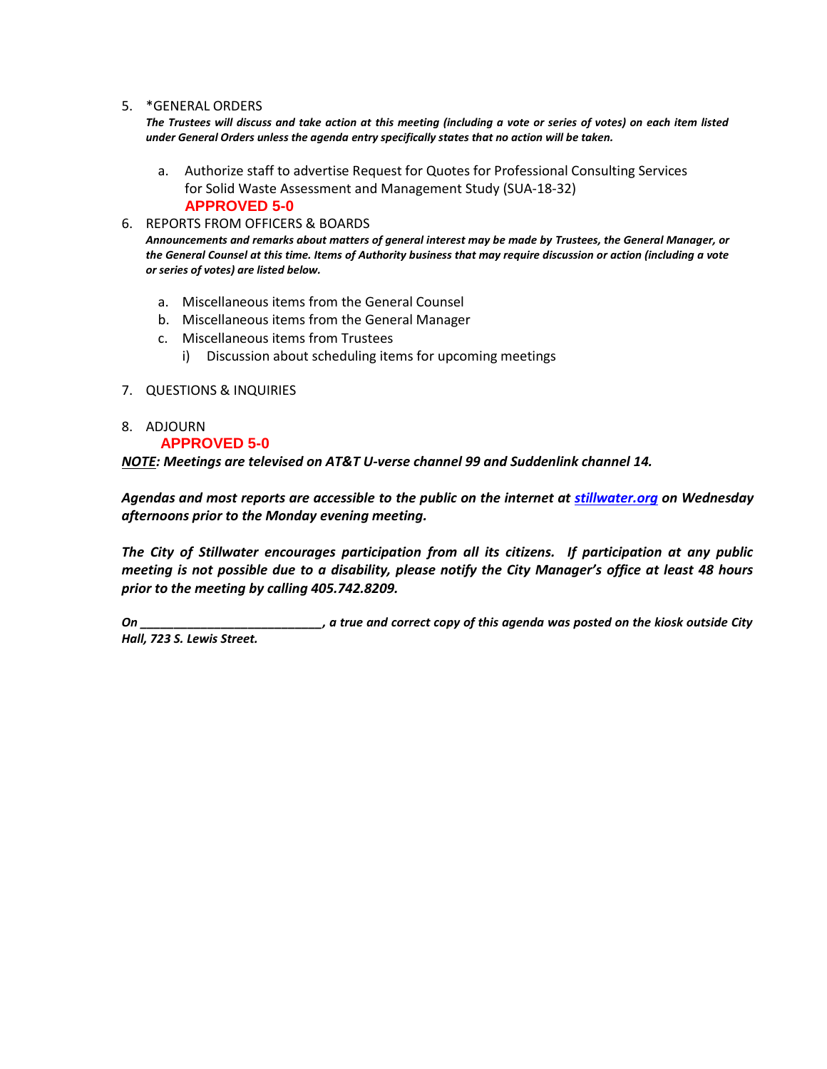5. *GENERAL ORDERS

   ***The Trustees will discuss and take action at this meeting (including a vote or series of votes) on each item listed under General Orders unless the agenda entry specifically states that no action will be taken.***

   a. Authorize staff to advertise Request for Quotes for Professional Consulting Services for Solid Waste Assessment and Management Study (SUA-18-32)

      **APPROVED 5-0**

6. REPORTS FROM OFFICERS & BOARDS

   ***Announcements and remarks about matters of general interest may be made by Trustees, the General Manager, or the General Counsel at this time. Items of Authority business that may require discussion or action (including a vote or series of votes) are listed below.***

   a. Miscellaneous items from the General Counsel
   b. Miscellaneous items from the General Manager
   c. Miscellaneous items from Trustees
      i) Discussion about scheduling items for upcoming meetings

7. QUESTIONS & INQUIRIES

8. ADJOURN

   **APPROVED 5-0**

***NOTE: Meetings are televised on AT&T U-verse channel 99 and Suddenlink channel 14.***

***Agendas and most reports are accessible to the public on the internet at [stillwater.org](stillwater.org) on Wednesday afternoons prior to the Monday evening meeting.***

***The City of Stillwater encourages participation from all its citizens. If participation at any public meeting is not possible due to a disability, please notify the City Manager's office at least 48 hours prior to the meeting by calling 405.742.8209.***

***On ___________________________, a true and correct copy of this agenda was posted on the kiosk outside City Hall, 723 S. Lewis Street.***